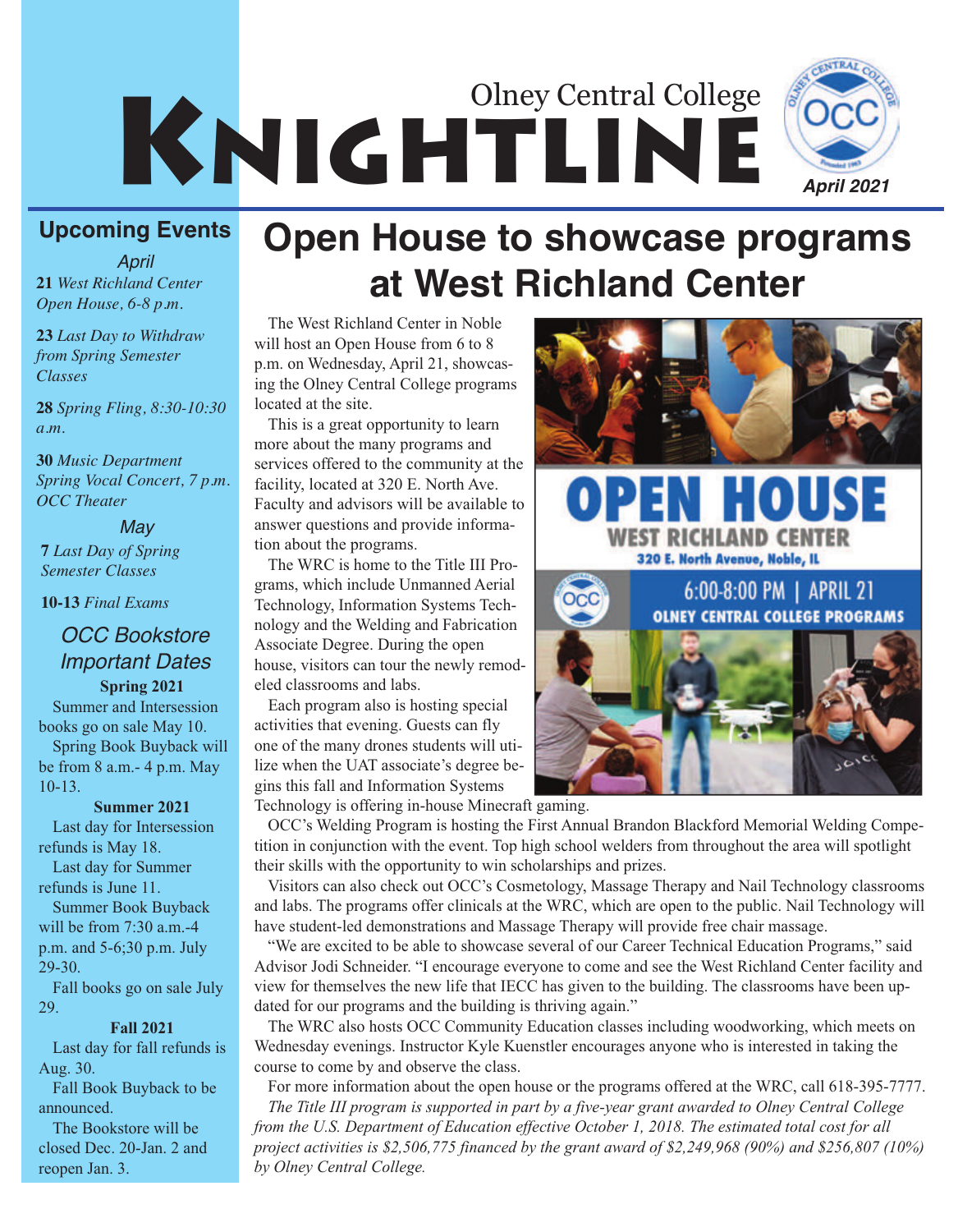Olney Central College

# KNIGHTLINE

OCC

**April 2021**

## Upcoming Events

*April*

**21** *West Richland Center Open House, 6-8 p.m.*

**23** *Last Day to Withdraw from Spring Semester Classes*

**28** *Spring Fling, 8:30-10:30 a.m.*

**30** *Music Department Spring Vocal Concert, 7 p.m. OCC Theater*

*May*

**7** *Last Day of Spring Semester Classes*

**10-13** *Final Exams*

### *OCC Bookstore Important Dates*

**Spring 2021**

Summer and Intersession books go on sale May 10.

Spring Book Buyback will be from 8 a.m.- 4 p.m. May 10-13.

**Summer 2021**

Last day for Intersession refunds is May 18.

Last day for Summer refunds is June 11.

Summer Book Buyback will be from 7:30 a.m.-4 p.m. and 5-6;30 p.m. July 29-30.

Fall books go on sale July 29.

**Fall 2021**

Last day for fall refunds is Aug. 30.

Fall Book Buyback to be announced.

The Bookstore will be closed Dec. 20-Jan. 2 and reopen Jan. 3.

# Open House to showcase programs at West Richland Center

The West Richland Center in Noble will host an Open House from 6 to 8 p.m. on Wednesday, April 21, showcasing the Olney Central College programs located at the site.

This is a great opportunity to learn more about the many programs and services offered to the community at the facility, located at 320 E. North Ave. Faculty and advisors will be available to answer questions and provide information about the programs.

The WRC is home to the Title III Programs, which include Unmanned Aerial Technology, Information Systems Technology and the Welding and Fabrication Associate Degree. During the open house, visitors can tour the newly remodeled classrooms and labs.

Each program also is hosting special activities that evening. Guests can fly one of the many drones students will utilize when the UAT associate's degree begins this fall and Information Systems Technology is offering in-house Minecraft gaming.

OPEN HOUSE
WEST RICHLAND CENTER
320 E. North Avenue, Noble, IL
6:00-8:00 PM | APRIL 21
OLNEY CENTRAL COLLEGE PROGRAMS

OCC's Welding Program is hosting the First Annual Brandon Blackford Memorial Welding Competition in conjunction with the event. Top high school welders from throughout the area will spotlight their skills with the opportunity to win scholarships and prizes.

Visitors can also check out OCC's Cosmetology, Massage Therapy and Nail Technology classrooms and labs. The programs offer clinicals at the WRC, which are open to the public. Nail Technology will have student-led demonstrations and Massage Therapy will provide free chair massage.

"We are excited to be able to showcase several of our Career Technical Education Programs," said Advisor Jodi Schneider. "I encourage everyone to come and see the West Richland Center facility and view for themselves the new life that IECC has given to the building. The classrooms have been updated for our programs and the building is thriving again."

The WRC also hosts OCC Community Education classes including woodworking, which meets on Wednesday evenings. Instructor Kyle Kuenstler encourages anyone who is interested in taking the course to come by and observe the class.

For more information about the open house or the programs offered at the WRC, call 618-395-7777.

*The Title III program is supported in part by a five-year grant awarded to Olney Central College from the U.S. Department of Education effective October 1, 2018. The estimated total cost for all project activities is $2,506,775 financed by the grant award of $2,249,968 (90%) and $256,807 (10%) by Olney Central College.*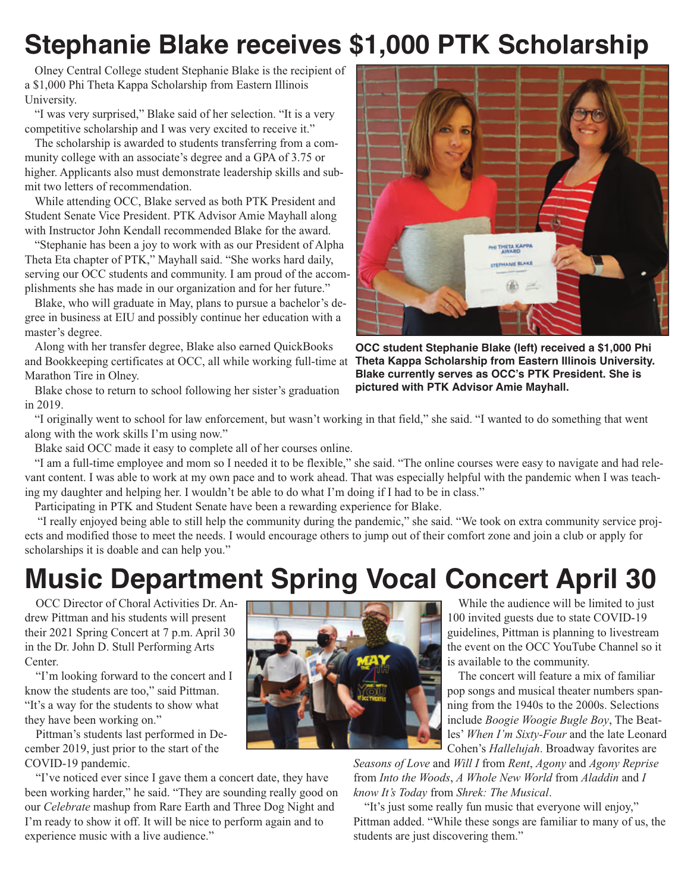# Stephanie Blake receives $1,000 PTK Scholarship

Olney Central College student Stephanie Blake is the recipient of a $1,000 Phi Theta Kappa Scholarship from Eastern Illinois University.

"I was very surprised," Blake said of her selection. "It is a very competitive scholarship and I was very excited to receive it."

The scholarship is awarded to students transferring from a community college with an associate's degree and a GPA of 3.75 or higher. Applicants also must demonstrate leadership skills and submit two letters of recommendation.

While attending OCC, Blake served as both PTK President and Student Senate Vice President. PTK Advisor Amie Mayhall along with Instructor John Kendall recommended Blake for the award.

"Stephanie has been a joy to work with as our President of Alpha Theta Eta chapter of PTK," Mayhall said. "She works hard daily, serving our OCC students and community. I am proud of the accomplishments she has made in our organization and for her future."

Blake, who will graduate in May, plans to pursue a bachelor's degree in business at EIU and possibly continue her education with a master's degree.

Along with her transfer degree, Blake also earned QuickBooks and Bookkeeping certificates at OCC, all while working full-time at Marathon Tire in Olney.

**OCC student Stephanie Blake (left) received a $1,000 Phi Theta Kappa Scholarship from Eastern Illinois University. Blake currently serves as OCC's PTK President. She is pictured with PTK Advisor Amie Mayhall.**

Blake chose to return to school following her sister's graduation in 2019.

"I originally went to school for law enforcement, but wasn't working in that field," she said. "I wanted to do something that went along with the work skills I'm using now."

Blake said OCC made it easy to complete all of her courses online.

"I am a full-time employee and mom so I needed it to be flexible," she said. "The online courses were easy to navigate and had relevant content. I was able to work at my own pace and to work ahead. That was especially helpful with the pandemic when I was teaching my daughter and helping her. I wouldn't be able to do what I'm doing if I had to be in class."

Participating in PTK and Student Senate have been a rewarding experience for Blake.

"I really enjoyed being able to still help the community during the pandemic," she said. "We took on extra community service projects and modified those to meet the needs. I would encourage others to jump out of their comfort zone and join a club or apply for scholarships it is doable and can help you."

# Music Department Spring Vocal Concert April 30

OCC Director of Choral Activities Dr. Andrew Pittman and his students will present their 2021 Spring Concert at 7 p.m. April 30 in the Dr. John D. Stull Performing Arts Center.

"I'm looking forward to the concert and I know the students are too," said Pittman. "It's a way for the students to show what they have been working on."

Pittman's students last performed in December 2019, just prior to the start of the COVID-19 pandemic.

"I've noticed ever since I gave them a concert date, they have been working harder," he said. "They are sounding really good on our *Celebrate* mashup from Rare Earth and Three Dog Night and I'm ready to show it off. It will be nice to perform again and to experience music with a live audience."

While the audience will be limited to just 100 invited guests due to state COVID-19 guidelines, Pittman is planning to livestream the event on the OCC YouTube Channel so it is available to the community.

The concert will feature a mix of familiar pop songs and musical theater numbers spanning from the 1940s to the 2000s. Selections include *Boogie Woogie Bugle Boy*, The Beatles' *When I'm Sixty-Four* and the late Leonard Cohen's *Hallelujah*. Broadway favorites are *Seasons of Love* and *Will I* from *Rent*, *Agony* and *Agony Reprise* from *Into the Woods*, *A Whole New World* from *Aladdin* and *I know It's Today* from *Shrek: The Musical*.

"It's just some really fun music that everyone will enjoy," Pittman added. "While these songs are familiar to many of us, the students are just discovering them."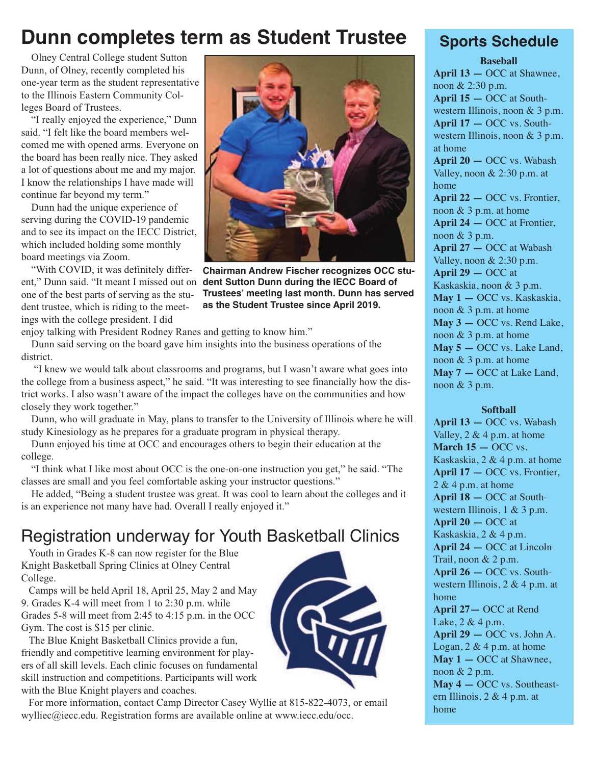# Dunn completes term as Student Trustee

Olney Central College student Sutton Dunn, of Olney, recently completed his one-year term as the student representative to the Illinois Eastern Community Colleges Board of Trustees.

"I really enjoyed the experience," Dunn said. "I felt like the board members welcomed me with opened arms. Everyone on the board has been really nice. They asked a lot of questions about me and my major. I know the relationships I have made will continue far beyond my term."

Dunn had the unique experience of serving during the COVID-19 pandemic and to see its impact on the IECC District, which included holding some monthly board meetings via Zoom.

"With COVID, it was definitely different," Dunn said. "It meant I missed out on one of the best parts of serving as the student trustee, which is riding to the meetings with the college president. I did enjoy talking with President Rodney Ranes and getting to know him."

**Chairman Andrew Fischer recognizes OCC student Sutton Dunn during the IECC Board of Trustees' meeting last month. Dunn has served as the Student Trustee since April 2019.**

Dunn said serving on the board gave him insights into the business operations of the district.

"I knew we would talk about classrooms and programs, but I wasn't aware what goes into the college from a business aspect," he said. "It was interesting to see financially how the district works. I also wasn't aware of the impact the colleges have on the communities and how closely they work together."

Dunn, who will graduate in May, plans to transfer to the University of Illinois where he will study Kinesiology as he prepares for a graduate program in physical therapy.

Dunn enjoyed his time at OCC and encourages others to begin their education at the college.

"I think what I like most about OCC is the one-on-one instruction you get," he said. "The classes are small and you feel comfortable asking your instructor questions."

He added, "Being a student trustee was great. It was cool to learn about the colleges and it is an experience not many have had. Overall I really enjoyed it."

# Registration underway for Youth Basketball Clinics

Youth in Grades K-8 can now register for the Blue Knight Basketball Spring Clinics at Olney Central College.

Camps will be held April 18, April 25, May 2 and May 9. Grades K-4 will meet from 1 to 2:30 p.m. while Grades 5-8 will meet from 2:45 to 4:15 p.m. in the OCC Gym. The cost is $15 per clinic.

The Blue Knight Basketball Clinics provide a fun, friendly and competitive learning environment for players of all skill levels. Each clinic focuses on fundamental skill instruction and competitions. Participants will work with the Blue Knight players and coaches.

For more information, contact Camp Director Casey Wyllie at 815-822-4073, or email wylliec@iecc.edu. Registration forms are available online at www.iecc.edu/occ.

# Sports Schedule

### Baseball

**April 13 —** OCC at Shawnee, noon & 2:30 p.m.
**April 15 —** OCC at Southwestern Illinois, noon & 3 p.m.
**April 17 —** OCC vs. Southwestern Illinois, noon & 3 p.m. at home
**April 20 —** OCC vs. Wabash Valley, noon & 2:30 p.m. at home
**April 22 —** OCC vs. Frontier, noon & 3 p.m. at home
**April 24 —** OCC at Frontier, noon & 3 p.m.
**April 27 —** OCC at Wabash Valley, noon & 2:30 p.m.
**April 29 —** OCC at Kaskaskia, noon & 3 p.m.
**May 1 —** OCC vs. Kaskaskia, noon & 3 p.m. at home
**May 3 —** OCC vs. Rend Lake, noon & 3 p.m. at home
**May 5 —** OCC vs. Lake Land, noon & 3 p.m. at home
**May 7 —** OCC at Lake Land, noon & 3 p.m.

### Softball

**April 13 —** OCC vs. Wabash Valley, 2 & 4 p.m. at home
**March 15 —** OCC vs. Kaskaskia, 2 & 4 p.m. at home
**April 17 —** OCC vs. Frontier, 2 & 4 p.m. at home
**April 18 —** OCC at Southwestern Illinois, 1 & 3 p.m.
**April 20 —** OCC at Kaskaskia, 2 & 4 p.m.
**April 24 —** OCC at Lincoln Trail, noon & 2 p.m.
**April 26 —** OCC vs. Southwestern Illinois, 2 & 4 p.m. at home
**April 27—** OCC at Rend Lake, 2 & 4 p.m.
**April 29 —** OCC vs. John A. Logan, 2 & 4 p.m. at home
**May 1 —** OCC at Shawnee, noon & 2 p.m.
**May 4 —** OCC vs. Southeastern Illinois, 2 & 4 p.m. at home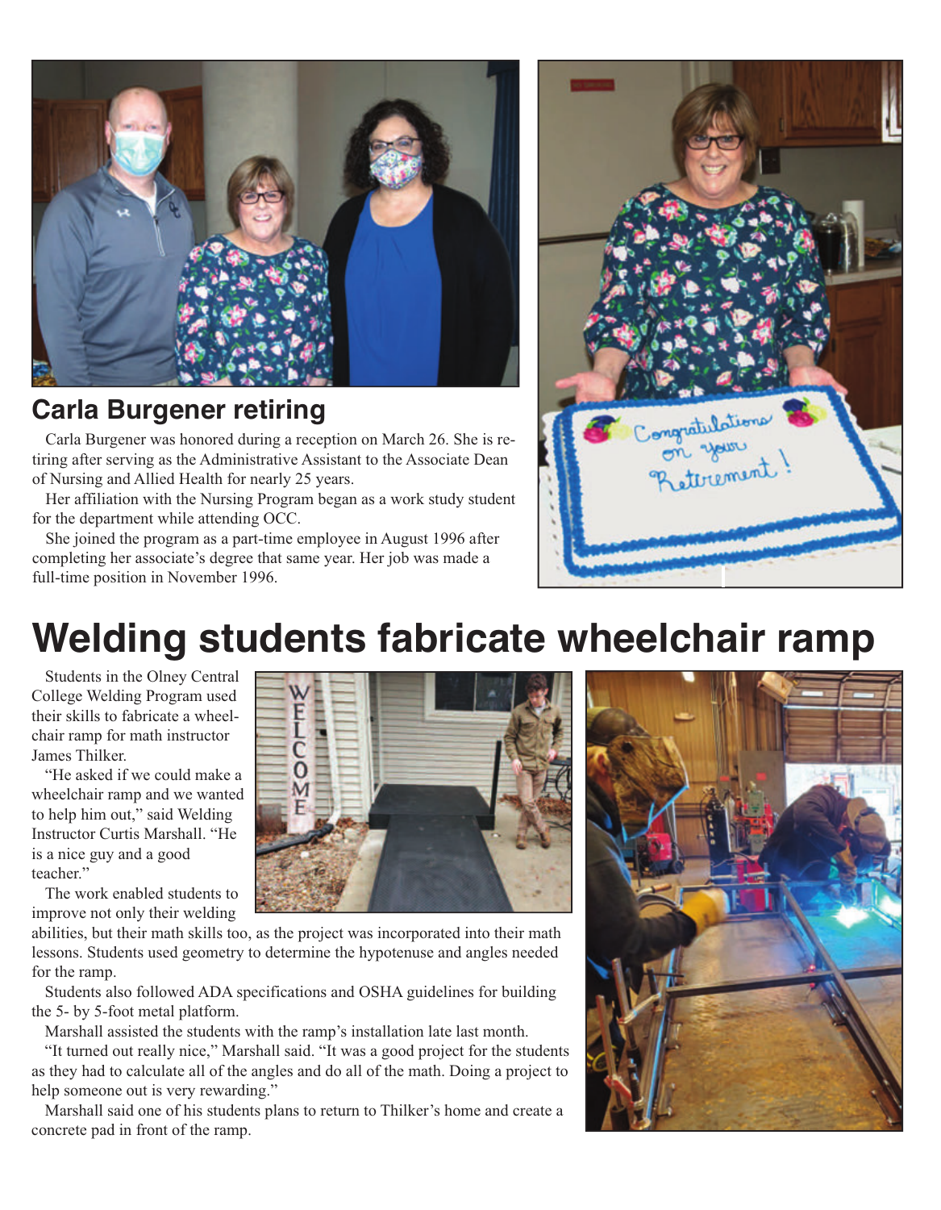## Carla Burgener retiring

Carla Burgener was honored during a reception on March 26. She is retiring after serving as the Administrative Assistant to the Associate Dean of Nursing and Allied Health for nearly 25 years.

Her affiliation with the Nursing Program began as a work study student for the department while attending OCC.

She joined the program as a part-time employee in August 1996 after completing her associate's degree that same year. Her job was made a full-time position in November 1996.

# Welding students fabricate wheelchair ramp

Students in the Olney Central College Welding Program used their skills to fabricate a wheelchair ramp for math instructor James Thilker.

"He asked if we could make a wheelchair ramp and we wanted to help him out," said Welding Instructor Curtis Marshall. "He is a nice guy and a good teacher."

The work enabled students to improve not only their welding abilities, but their math skills too, as the project was incorporated into their math lessons. Students used geometry to determine the hypotenuse and angles needed for the ramp.

Students also followed ADA specifications and OSHA guidelines for building the 5- by 5-foot metal platform.

Marshall assisted the students with the ramp's installation late last month.

"It turned out really nice," Marshall said. "It was a good project for the students as they had to calculate all of the angles and do all of the math. Doing a project to help someone out is very rewarding."

Marshall said one of his students plans to return to Thilker's home and create a concrete pad in front of the ramp.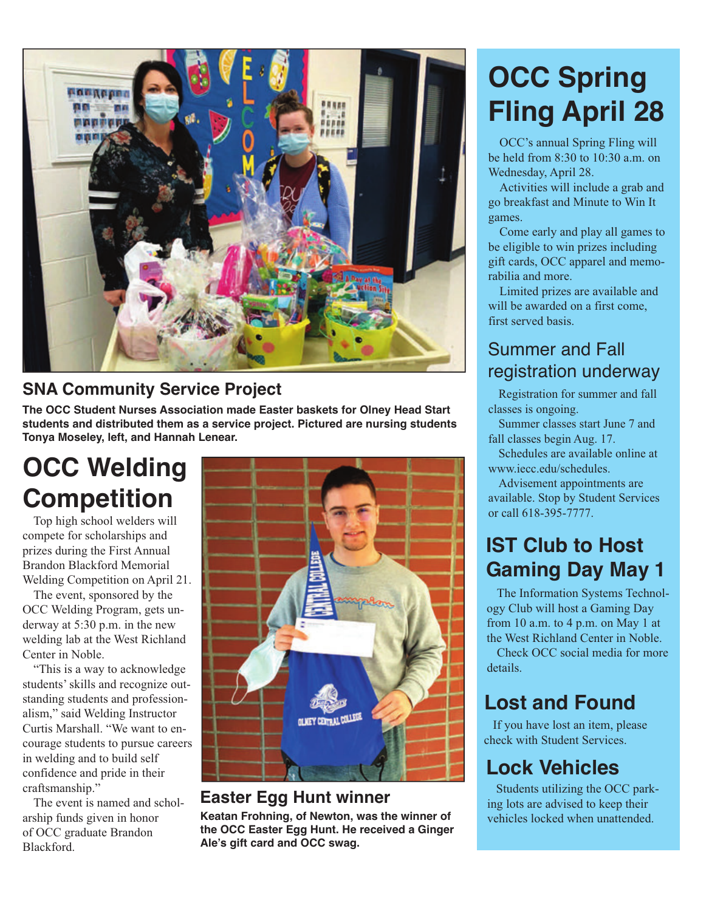## SNA Community Service Project

**The OCC Student Nurses Association made Easter baskets for Olney Head Start students and distributed them as a service project. Pictured are nursing students Tonya Moseley, left, and Hannah Lenear.**

# OCC Welding Competition

Top high school welders will compete for scholarships and prizes during the First Annual Brandon Blackford Memorial Welding Competition on April 21.

The event, sponsored by the OCC Welding Program, gets underway at 5:30 p.m. in the new welding lab at the West Richland Center in Noble.

"This is a way to acknowledge students' skills and recognize outstanding students and professionalism," said Welding Instructor Curtis Marshall. "We want to encourage students to pursue careers in welding and to build self confidence and pride in their craftsmanship."

The event is named and scholarship funds given in honor of OCC graduate Brandon Blackford.

## Easter Egg Hunt winner

**Keatan Frohning, of Newton, was the winner of the OCC Easter Egg Hunt. He received a Ginger Ale's gift card and OCC swag.**

# OCC Spring Fling April 28

OCC's annual Spring Fling will be held from 8:30 to 10:30 a.m. on Wednesday, April 28.

Activities will include a grab and go breakfast and Minute to Win It games.

Come early and play all games to be eligible to win prizes including gift cards, OCC apparel and memorabilia and more.

Limited prizes are available and will be awarded on a first come, first served basis.

## Summer and Fall registration underway

Registration for summer and fall classes is ongoing.

Summer classes start June 7 and fall classes begin Aug. 17.

Schedules are available online at www.iecc.edu/schedules.

Advisement appointments are available. Stop by Student Services or call 618-395-7777.

## IST Club to Host Gaming Day May 1

The Information Systems Technology Club will host a Gaming Day from 10 a.m. to 4 p.m. on May 1 at the West Richland Center in Noble.

Check OCC social media for more details.

## Lost and Found

If you have lost an item, please check with Student Services.

## Lock Vehicles

Students utilizing the OCC parking lots are advised to keep their vehicles locked when unattended.